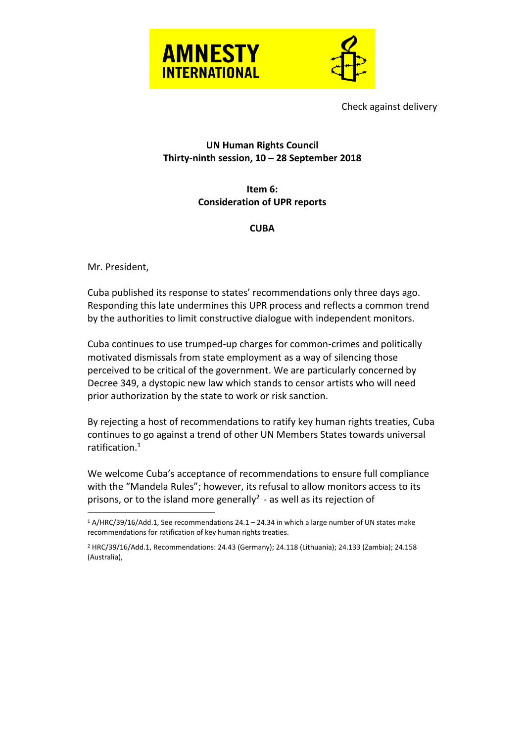AMNESTY INTERNATIONAL

Check against delivery

**UN Human Rights Council**
**Thirty-ninth session, 10 – 28 September 2018**

**Item 6:**
**Consideration of UPR reports**

**CUBA**

Mr. President,

Cuba published its response to states' recommendations only three days ago. Responding this late undermines this UPR process and reflects a common trend by the authorities to limit constructive dialogue with independent monitors.

Cuba continues to use trumped-up charges for common-crimes and politically motivated dismissals from state employment as a way of silencing those perceived to be critical of the government. We are particularly concerned by Decree 349, a dystopic new law which stands to censor artists who will need prior authorization by the state to work or risk sanction.

By rejecting a host of recommendations to ratify key human rights treaties, Cuba continues to go against a trend of other UN Members States towards universal ratification.[1]

We welcome Cuba's acceptance of recommendations to ensure full compliance with the "Mandela Rules"; however, its refusal to allow monitors access to its prisons, or to the island more generally[2] - as well as its rejection of

---

[1] A/HRC/39/16/Add.1, See recommendations 24.1 – 24.34 in which a large number of UN states make recommendations for ratification of key human rights treaties.

[2] HRC/39/16/Add.1, Recommendations: 24.43 (Germany); 24.118 (Lithuania); 24.133 (Zambia); 24.158 (Australia),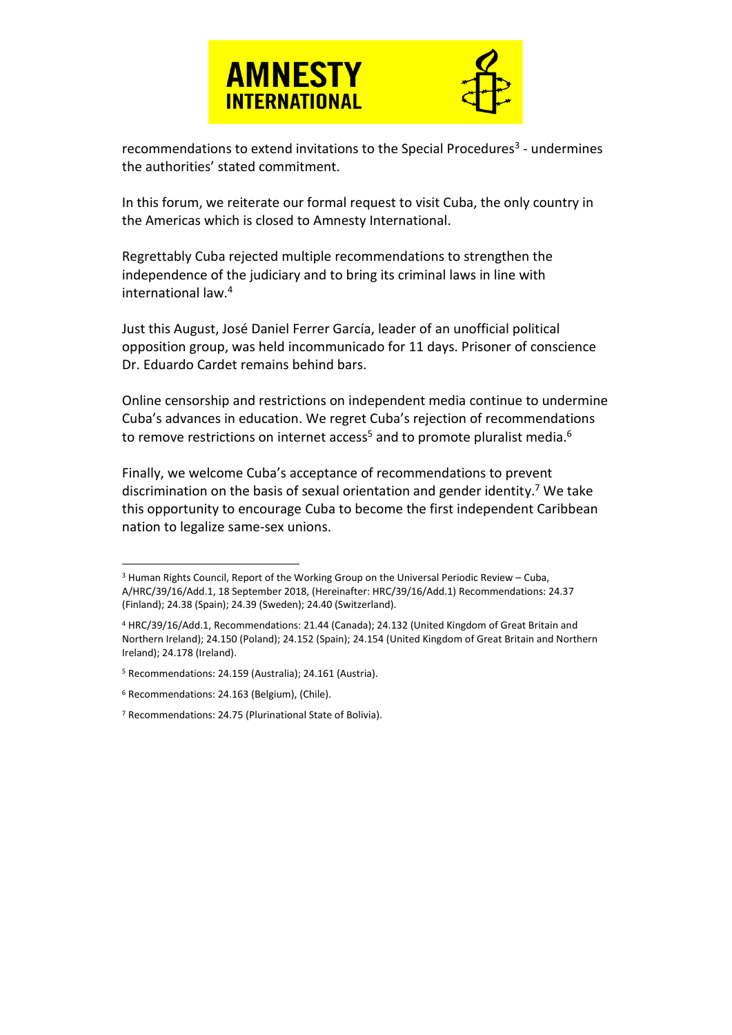recommendations to extend invitations to the Special Procedures[3] - undermines the authorities' stated commitment.

In this forum, we reiterate our formal request to visit Cuba, the only country in the Americas which is closed to Amnesty International.

Regrettably Cuba rejected multiple recommendations to strengthen the independence of the judiciary and to bring its criminal laws in line with international law.[4]

Just this August, José Daniel Ferrer García, leader of an unofficial political opposition group, was held incommunicado for 11 days. Prisoner of conscience Dr. Eduardo Cardet remains behind bars.

Online censorship and restrictions on independent media continue to undermine Cuba's advances in education. We regret Cuba's rejection of recommendations to remove restrictions on internet access[5] and to promote pluralist media.[6]

Finally, we welcome Cuba's acceptance of recommendations to prevent discrimination on the basis of sexual orientation and gender identity.[7] We take this opportunity to encourage Cuba to become the first independent Caribbean nation to legalize same-sex unions.

---

[3] Human Rights Council, Report of the Working Group on the Universal Periodic Review – Cuba, A/HRC/39/16/Add.1, 18 September 2018, (Hereinafter: HRC/39/16/Add.1) Recommendations: 24.37 (Finland); 24.38 (Spain); 24.39 (Sweden); 24.40 (Switzerland).

[4] HRC/39/16/Add.1, Recommendations: 21.44 (Canada); 24.132 (United Kingdom of Great Britain and Northern Ireland); 24.150 (Poland); 24.152 (Spain); 24.154 (United Kingdom of Great Britain and Northern Ireland); 24.178 (Ireland).

[5] Recommendations: 24.159 (Australia); 24.161 (Austria).

[6] Recommendations: 24.163 (Belgium), (Chile).

[7] Recommendations: 24.75 (Plurinational State of Bolivia).